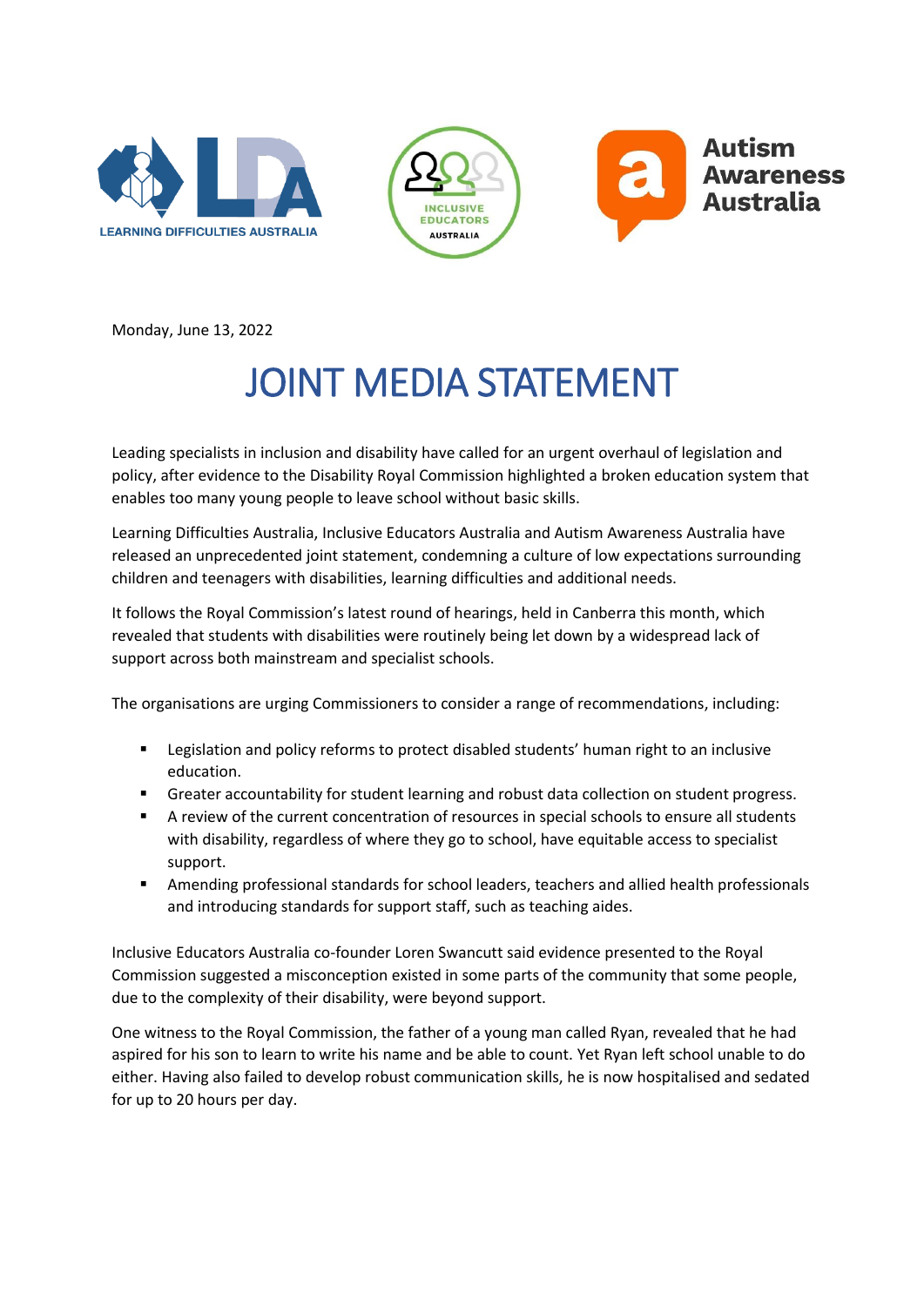LEARNING DIFFICULTIES AUSTRALIA

INCLUSIVE EDUCATORS AUSTRALIA

Autism Awareness Australia

Monday, June 13, 2022

# JOINT MEDIA STATEMENT

Leading specialists in inclusion and disability have called for an urgent overhaul of legislation and policy, after evidence to the Disability Royal Commission highlighted a broken education system that enables too many young people to leave school without basic skills.

Learning Difficulties Australia, Inclusive Educators Australia and Autism Awareness Australia have released an unprecedented joint statement, condemning a culture of low expectations surrounding children and teenagers with disabilities, learning difficulties and additional needs.

It follows the Royal Commission's latest round of hearings, held in Canberra this month, which revealed that students with disabilities were routinely being let down by a widespread lack of support across both mainstream and specialist schools.

The organisations are urging Commissioners to consider a range of recommendations, including:

- Legislation and policy reforms to protect disabled students' human right to an inclusive education.
- Greater accountability for student learning and robust data collection on student progress.
- A review of the current concentration of resources in special schools to ensure all students with disability, regardless of where they go to school, have equitable access to specialist support.
- Amending professional standards for school leaders, teachers and allied health professionals and introducing standards for support staff, such as teaching aides.

Inclusive Educators Australia co-founder Loren Swancutt said evidence presented to the Royal Commission suggested a misconception existed in some parts of the community that some people, due to the complexity of their disability, were beyond support.

One witness to the Royal Commission, the father of a young man called Ryan, revealed that he had aspired for his son to learn to write his name and be able to count. Yet Ryan left school unable to do either. Having also failed to develop robust communication skills, he is now hospitalised and sedated for up to 20 hours per day.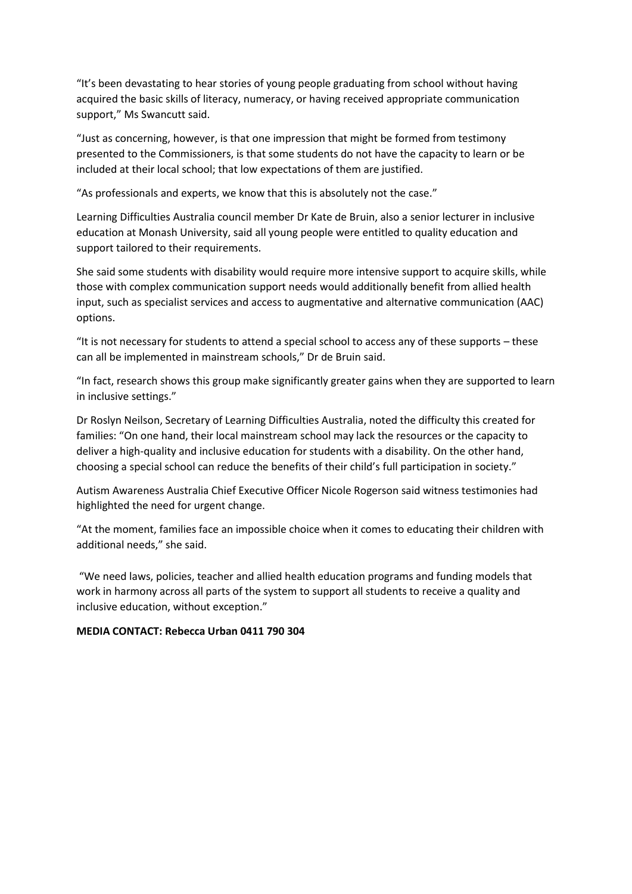"It's been devastating to hear stories of young people graduating from school without having acquired the basic skills of literacy, numeracy, or having received appropriate communication support," Ms Swancutt said.

"Just as concerning, however, is that one impression that might be formed from testimony presented to the Commissioners, is that some students do not have the capacity to learn or be included at their local school; that low expectations of them are justified.

"As professionals and experts, we know that this is absolutely not the case."

Learning Difficulties Australia council member Dr Kate de Bruin, also a senior lecturer in inclusive education at Monash University, said all young people were entitled to quality education and support tailored to their requirements.

She said some students with disability would require more intensive support to acquire skills, while those with complex communication support needs would additionally benefit from allied health input, such as specialist services and access to augmentative and alternative communication (AAC) options.

"It is not necessary for students to attend a special school to access any of these supports – these can all be implemented in mainstream schools," Dr de Bruin said.

"In fact, research shows this group make significantly greater gains when they are supported to learn in inclusive settings."

Dr Roslyn Neilson, Secretary of Learning Difficulties Australia, noted the difficulty this created for families: "On one hand, their local mainstream school may lack the resources or the capacity to deliver a high-quality and inclusive education for students with a disability. On the other hand, choosing a special school can reduce the benefits of their child's full participation in society."

Autism Awareness Australia Chief Executive Officer Nicole Rogerson said witness testimonies had highlighted the need for urgent change.

"At the moment, families face an impossible choice when it comes to educating their children with additional needs," she said.

"We need laws, policies, teacher and allied health education programs and funding models that work in harmony across all parts of the system to support all students to receive a quality and inclusive education, without exception."

**MEDIA CONTACT: Rebecca Urban 0411 790 304**